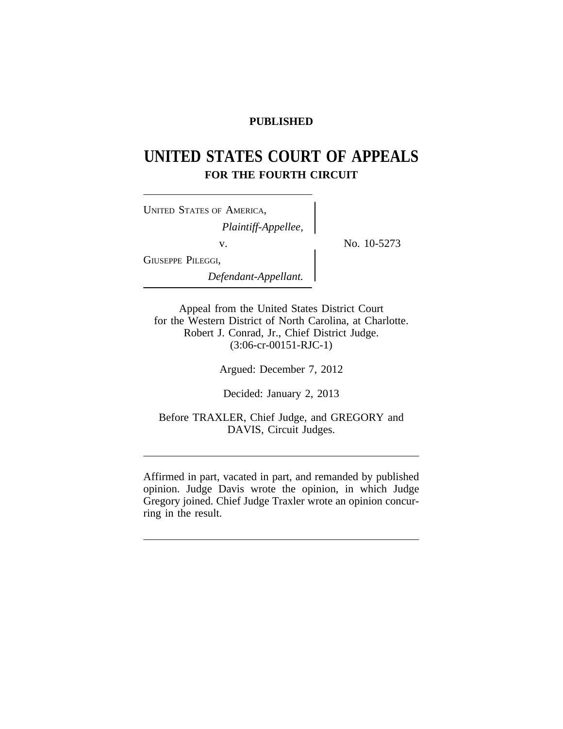**PUBLISHED**

# UNITED STATES COURT OF APPEALS
## FOR THE FOURTH CIRCUIT

UNITED STATES OF AMERICA,
*Plaintiff-Appellee,*

v.

GIUSEPPE PILEGGI,
*Defendant-Appellant.*

No. 10-5273

Appeal from the United States District Court
for the Western District of North Carolina, at Charlotte.
Robert J. Conrad, Jr., Chief District Judge.
(3:06-cr-00151-RJC-1)

Argued: December 7, 2012

Decided: January 2, 2013

Before TRAXLER, Chief Judge, and GREGORY and DAVIS, Circuit Judges.

---

Affirmed in part, vacated in part, and remanded by published opinion. Judge Davis wrote the opinion, in which Judge Gregory joined. Chief Judge Traxler wrote an opinion concurring in the result.

---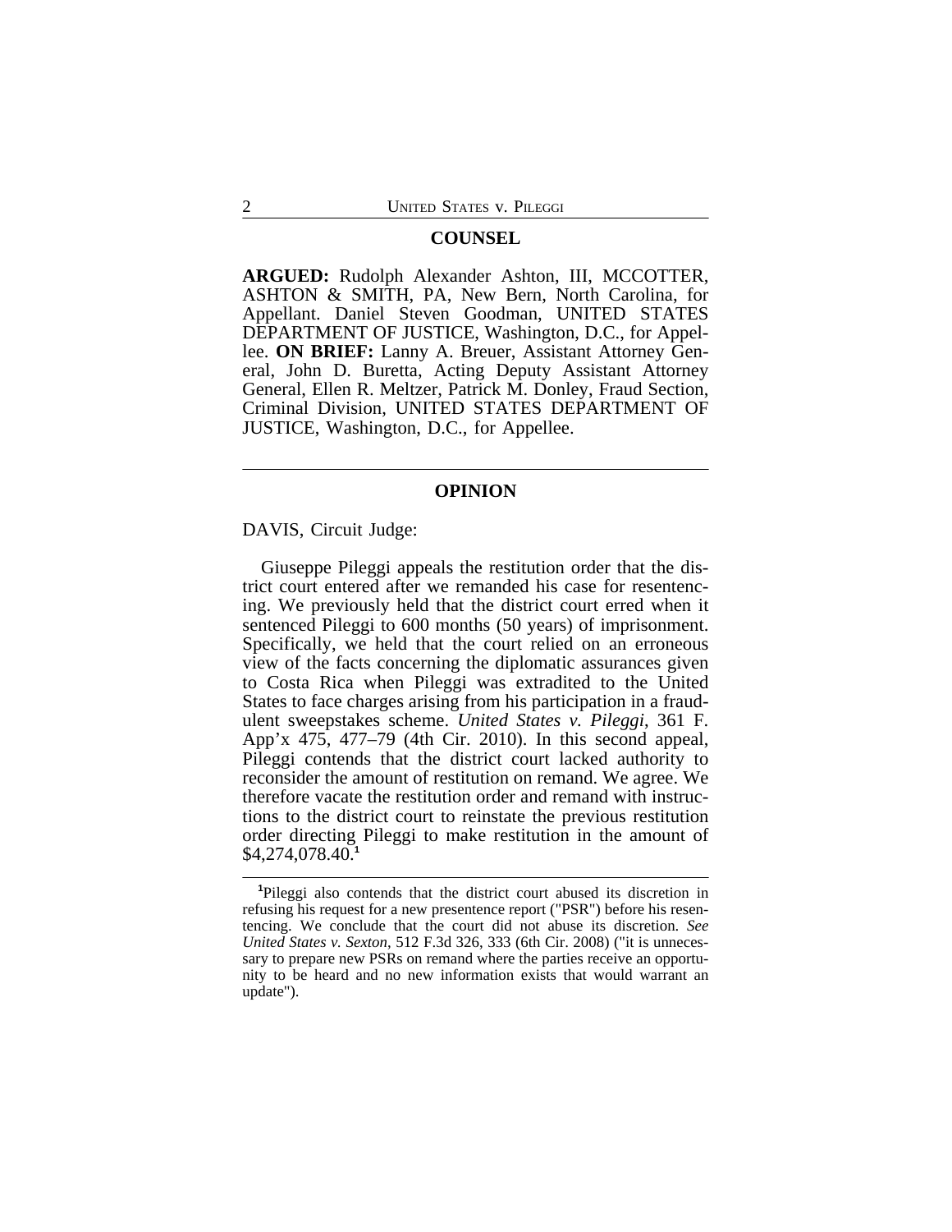## COUNSEL

**ARGUED:** Rudolph Alexander Ashton, III, MCCOTTER, ASHTON & SMITH, PA, New Bern, North Carolina, for Appellant. Daniel Steven Goodman, UNITED STATES DEPARTMENT OF JUSTICE, Washington, D.C., for Appellee. **ON BRIEF:** Lanny A. Breuer, Assistant Attorney General, John D. Buretta, Acting Deputy Assistant Attorney General, Ellen R. Meltzer, Patrick M. Donley, Fraud Section, Criminal Division, UNITED STATES DEPARTMENT OF JUSTICE, Washington, D.C., for Appellee.

## OPINION

DAVIS, Circuit Judge:

Giuseppe Pileggi appeals the restitution order that the district court entered after we remanded his case for resentencing. We previously held that the district court erred when it sentenced Pileggi to 600 months (50 years) of imprisonment. Specifically, we held that the court relied on an erroneous view of the facts concerning the diplomatic assurances given to Costa Rica when Pileggi was extradited to the United States to face charges arising from his participation in a fraudulent sweepstakes scheme. *United States v. Pileggi*, 361 F. App'x 475, 477–79 (4th Cir. 2010). In this second appeal, Pileggi contends that the district court lacked authority to reconsider the amount of restitution on remand. We agree. We therefore vacate the restitution order and remand with instructions to the district court to reinstate the previous restitution order directing Pileggi to make restitution in the amount of $4,274,078.40.[1]

[1]Pileggi also contends that the district court abused its discretion in refusing his request for a new presentence report ("PSR") before his resentencing. We conclude that the court did not abuse its discretion. *See United States v. Sexton*, 512 F.3d 326, 333 (6th Cir. 2008) ("it is unnecessary to prepare new PSRs on remand where the parties receive an opportunity to be heard and no new information exists that would warrant an update").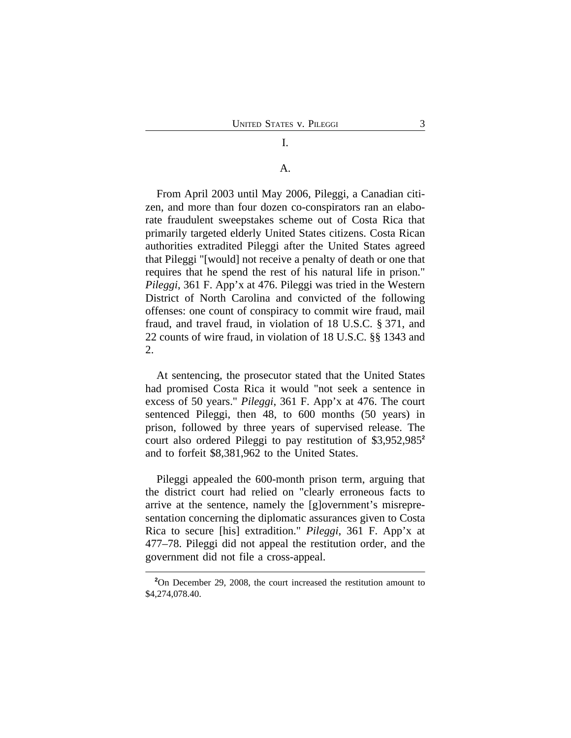# I.

## A.

From April 2003 until May 2006, Pileggi, a Canadian citizen, and more than four dozen co-conspirators ran an elaborate fraudulent sweepstakes scheme out of Costa Rica that primarily targeted elderly United States citizens. Costa Rican authorities extradited Pileggi after the United States agreed that Pileggi "[would] not receive a penalty of death or one that requires that he spend the rest of his natural life in prison." *Pileggi*, 361 F. App'x at 476. Pileggi was tried in the Western District of North Carolina and convicted of the following offenses: one count of conspiracy to commit wire fraud, mail fraud, and travel fraud, in violation of 18 U.S.C. § 371, and 22 counts of wire fraud, in violation of 18 U.S.C. §§ 1343 and 2.

At sentencing, the prosecutor stated that the United States had promised Costa Rica it would "not seek a sentence in excess of 50 years." *Pileggi*, 361 F. App'x at 476. The court sentenced Pileggi, then 48, to 600 months (50 years) in prison, followed by three years of supervised release. The court also ordered Pileggi to pay restitution of $3,952,985[2] and to forfeit $8,381,962 to the United States.

Pileggi appealed the 600-month prison term, arguing that the district court had relied on "clearly erroneous facts to arrive at the sentence, namely the [g]overnment's misrepresentation concerning the diplomatic assurances given to Costa Rica to secure [his] extradition." *Pileggi*, 361 F. App'x at 477–78. Pileggi did not appeal the restitution order, and the government did not file a cross-appeal.

---

[2]On December 29, 2008, the court increased the restitution amount to $4,274,078.40.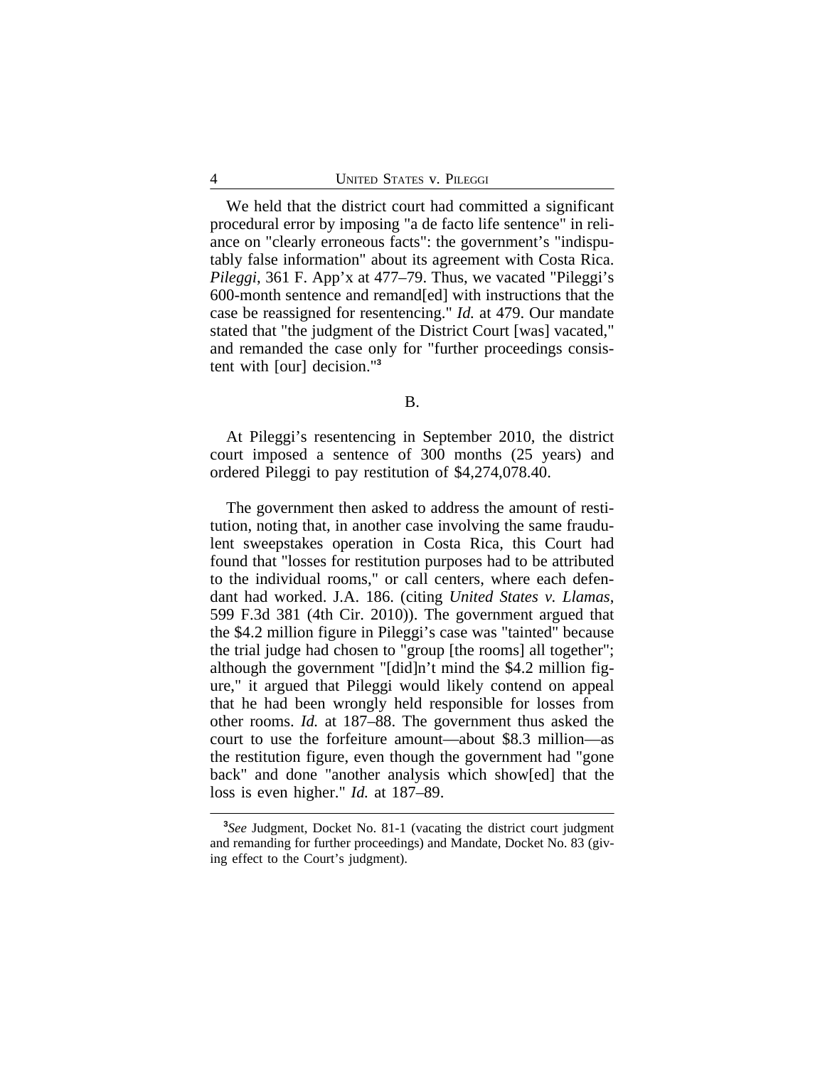We held that the district court had committed a significant procedural error by imposing "a de facto life sentence" in reliance on "clearly erroneous facts": the government's "indisputably false information" about its agreement with Costa Rica. *Pileggi*, 361 F. App'x at 477–79. Thus, we vacated "Pileggi's 600-month sentence and remand[ed] with instructions that the case be reassigned for resentencing." *Id.* at 479. Our mandate stated that "the judgment of the District Court [was] vacated," and remanded the case only for "further proceedings consistent with [our] decision."[3]

B.

At Pileggi's resentencing in September 2010, the district court imposed a sentence of 300 months (25 years) and ordered Pileggi to pay restitution of $4,274,078.40.

The government then asked to address the amount of restitution, noting that, in another case involving the same fraudulent sweepstakes operation in Costa Rica, this Court had found that "losses for restitution purposes had to be attributed to the individual rooms," or call centers, where each defendant had worked. J.A. 186. (citing *United States v. Llamas*, 599 F.3d 381 (4th Cir. 2010)). The government argued that the $4.2 million figure in Pileggi's case was "tainted" because the trial judge had chosen to "group [the rooms] all together"; although the government "[did]n't mind the $4.2 million figure," it argued that Pileggi would likely contend on appeal that he had been wrongly held responsible for losses from other rooms. *Id.* at 187–88. The government thus asked the court to use the forfeiture amount—about $8.3 million—as the restitution figure, even though the government had "gone back" and done "another analysis which show[ed] that the loss is even higher." *Id.* at 187–89.

---

[3]*See* Judgment, Docket No. 81-1 (vacating the district court judgment and remanding for further proceedings) and Mandate, Docket No. 83 (giving effect to the Court's judgment).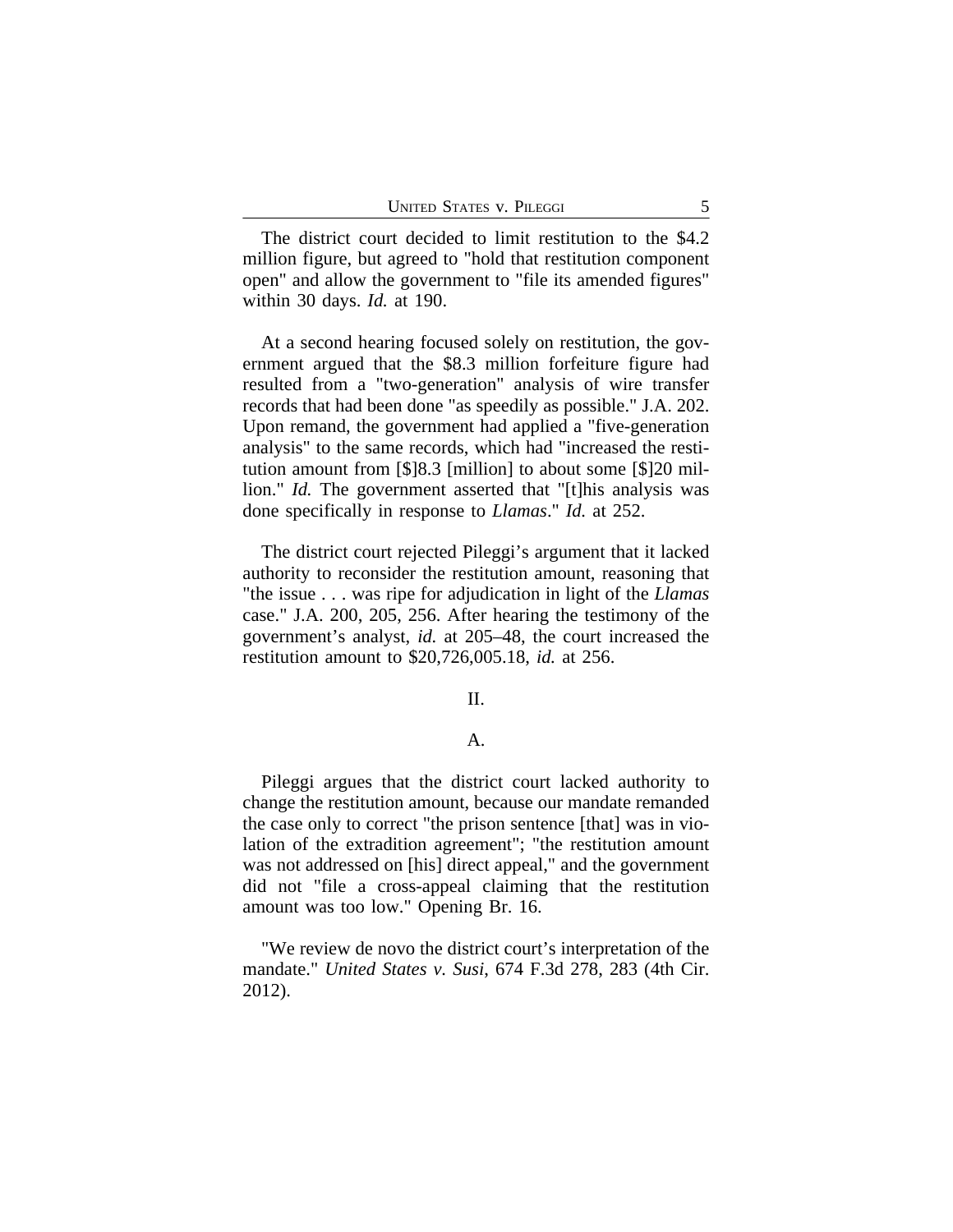The district court decided to limit restitution to the $4.2 million figure, but agreed to "hold that restitution component open" and allow the government to "file its amended figures" within 30 days. *Id.* at 190.

At a second hearing focused solely on restitution, the government argued that the $8.3 million forfeiture figure had resulted from a "two-generation" analysis of wire transfer records that had been done "as speedily as possible." J.A. 202. Upon remand, the government had applied a "five-generation analysis" to the same records, which had "increased the restitution amount from [$]8.3 [million] to about some [$]20 million." *Id.* The government asserted that "[t]his analysis was done specifically in response to *Llamas*." *Id.* at 252.

The district court rejected Pileggi's argument that it lacked authority to reconsider the restitution amount, reasoning that "the issue . . . was ripe for adjudication in light of the *Llamas* case." J.A. 200, 205, 256. After hearing the testimony of the government's analyst, *id.* at 205–48, the court increased the restitution amount to $20,726,005.18, *id.* at 256.

## II.

### A.

Pileggi argues that the district court lacked authority to change the restitution amount, because our mandate remanded the case only to correct "the prison sentence [that] was in violation of the extradition agreement"; "the restitution amount was not addressed on [his] direct appeal," and the government did not "file a cross-appeal claiming that the restitution amount was too low." Opening Br. 16.

"We review de novo the district court's interpretation of the mandate." *United States v. Susi*, 674 F.3d 278, 283 (4th Cir. 2012).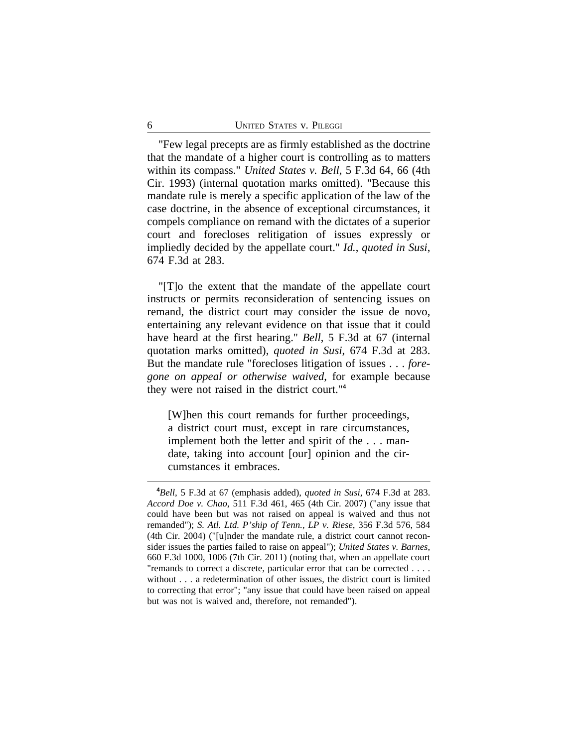"Few legal precepts are as firmly established as the doctrine that the mandate of a higher court is controlling as to matters within its compass." *United States v. Bell*, 5 F.3d 64, 66 (4th Cir. 1993) (internal quotation marks omitted). "Because this mandate rule is merely a specific application of the law of the case doctrine, in the absence of exceptional circumstances, it compels compliance on remand with the dictates of a superior court and forecloses relitigation of issues expressly or impliedly decided by the appellate court." *Id.*, *quoted in Susi*, 674 F.3d at 283.

"[T]o the extent that the mandate of the appellate court instructs or permits reconsideration of sentencing issues on remand, the district court may consider the issue de novo, entertaining any relevant evidence on that issue that it could have heard at the first hearing." *Bell*, 5 F.3d at 67 (internal quotation marks omitted), *quoted in Susi*, 674 F.3d at 283. But the mandate rule "forecloses litigation of issues . . . *foregone on appeal or otherwise waived*, for example because they were not raised in the district court."[4]

> [W]hen this court remands for further proceedings, a district court must, except in rare circumstances, implement both the letter and spirit of the . . . mandate, taking into account [our] opinion and the circumstances it embraces.

---

[4]*Bell*, 5 F.3d at 67 (emphasis added), *quoted in Susi*, 674 F.3d at 283. *Accord Doe v. Chao*, 511 F.3d 461, 465 (4th Cir. 2007) ("any issue that could have been but was not raised on appeal is waived and thus not remanded"); *S. Atl. Ltd. P'ship of Tenn., LP v. Riese*, 356 F.3d 576, 584 (4th Cir. 2004) ("[u]nder the mandate rule, a district court cannot reconsider issues the parties failed to raise on appeal"); *United States v. Barnes*, 660 F.3d 1000, 1006 (7th Cir. 2011) (noting that, when an appellate court "remands to correct a discrete, particular error that can be corrected . . . . without . . . a redetermination of other issues, the district court is limited to correcting that error"; "any issue that could have been raised on appeal but was not is waived and, therefore, not remanded").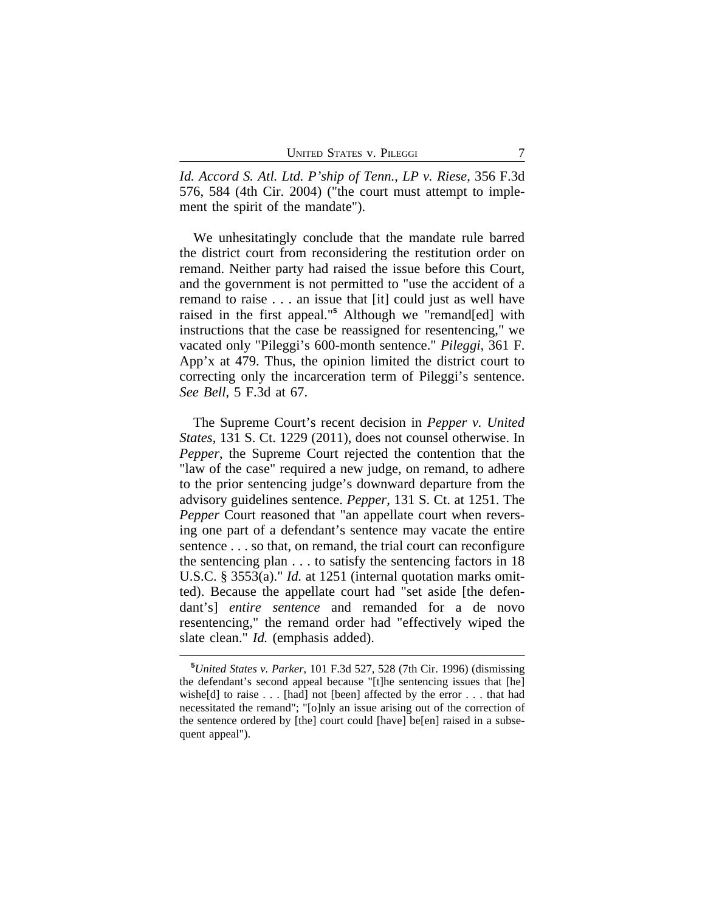*Id. Accord S. Atl. Ltd. P'ship of Tenn., LP v. Riese*, 356 F.3d 576, 584 (4th Cir. 2004) ("the court must attempt to implement the spirit of the mandate").

We unhesitatingly conclude that the mandate rule barred the district court from reconsidering the restitution order on remand. Neither party had raised the issue before this Court, and the government is not permitted to "use the accident of a remand to raise . . . an issue that [it] could just as well have raised in the first appeal."[5] Although we "remand[ed] with instructions that the case be reassigned for resentencing," we vacated only "Pileggi's 600-month sentence." *Pileggi*, 361 F. App'x at 479. Thus, the opinion limited the district court to correcting only the incarceration term of Pileggi's sentence. *See Bell*, 5 F.3d at 67.

The Supreme Court's recent decision in *Pepper v. United States*, 131 S. Ct. 1229 (2011), does not counsel otherwise. In *Pepper*, the Supreme Court rejected the contention that the "law of the case" required a new judge, on remand, to adhere to the prior sentencing judge's downward departure from the advisory guidelines sentence. *Pepper*, 131 S. Ct. at 1251. The *Pepper* Court reasoned that "an appellate court when reversing one part of a defendant's sentence may vacate the entire sentence . . . so that, on remand, the trial court can reconfigure the sentencing plan . . . to satisfy the sentencing factors in 18 U.S.C. § 3553(a)." *Id.* at 1251 (internal quotation marks omitted). Because the appellate court had "set aside [the defendant's] *entire sentence* and remanded for a de novo resentencing," the remand order had "effectively wiped the slate clean." *Id.* (emphasis added).

---

[5]*United States v. Parker*, 101 F.3d 527, 528 (7th Cir. 1996) (dismissing the defendant's second appeal because "[t]he sentencing issues that [he] wishe[d] to raise . . . [had] not [been] affected by the error . . . that had necessitated the remand"; "[o]nly an issue arising out of the correction of the sentence ordered by [the] court could [have] be[en] raised in a subsequent appeal").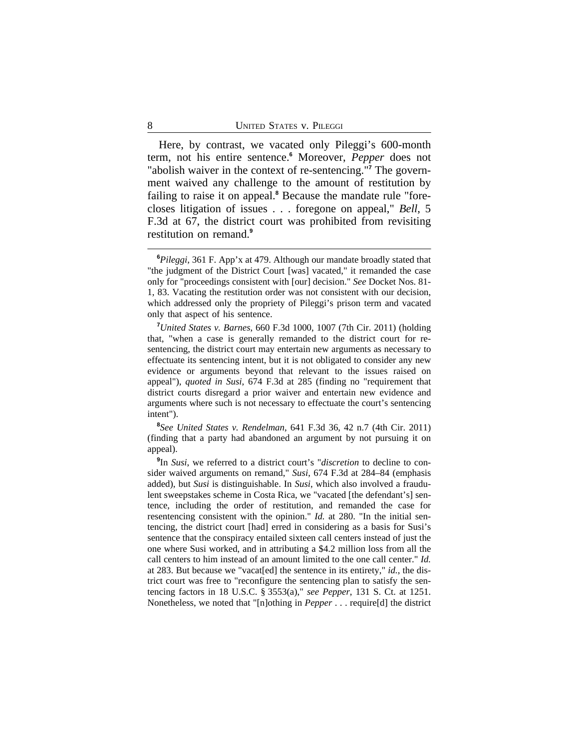Here, by contrast, we vacated only Pileggi's 600-month term, not his entire sentence.[6] Moreover, *Pepper* does not "abolish waiver in the context of re-sentencing."[7] The government waived any challenge to the amount of restitution by failing to raise it on appeal.[8] Because the mandate rule "forecloses litigation of issues . . . foregone on appeal," *Bell*, 5 F.3d at 67, the district court was prohibited from revisiting restitution on remand.[9]

---

[6]*Pileggi*, 361 F. App'x at 479. Although our mandate broadly stated that "the judgment of the District Court [was] vacated," it remanded the case only for "proceedings consistent with [our] decision." *See* Docket Nos. 81-1, 83. Vacating the restitution order was not consistent with our decision, which addressed only the propriety of Pileggi's prison term and vacated only that aspect of his sentence.

[7]*United States v. Barnes*, 660 F.3d 1000, 1007 (7th Cir. 2011) (holding that, "when a case is generally remanded to the district court for re-sentencing, the district court may entertain new arguments as necessary to effectuate its sentencing intent, but it is not obligated to consider any new evidence or arguments beyond that relevant to the issues raised on appeal"), *quoted in Susi*, 674 F.3d at 285 (finding no "requirement that district courts disregard a prior waiver and entertain new evidence and arguments where such is not necessary to effectuate the court's sentencing intent").

[8]*See United States v. Rendelman*, 641 F.3d 36, 42 n.7 (4th Cir. 2011) (finding that a party had abandoned an argument by not pursuing it on appeal).

[9]In *Susi*, we referred to a district court's "*discretion* to decline to consider waived arguments on remand," *Susi*, 674 F.3d at 284–84 (emphasis added), but *Susi* is distinguishable. In *Susi*, which also involved a fraudulent sweepstakes scheme in Costa Rica, we "vacated [the defendant's] sentence, including the order of restitution, and remanded the case for resentencing consistent with the opinion." *Id.* at 280. "In the initial sentencing, the district court [had] erred in considering as a basis for Susi's sentence that the conspiracy entailed sixteen call centers instead of just the one where Susi worked, and in attributing a $4.2 million loss from all the call centers to him instead of an amount limited to the one call center." *Id.* at 283. But because we "vacat[ed] the sentence in its entirety," *id.*, the district court was free to "reconfigure the sentencing plan to satisfy the sentencing factors in 18 U.S.C. § 3553(a)," *see Pepper*, 131 S. Ct. at 1251. Nonetheless, we noted that "[n]othing in *Pepper* . . . require[d] the district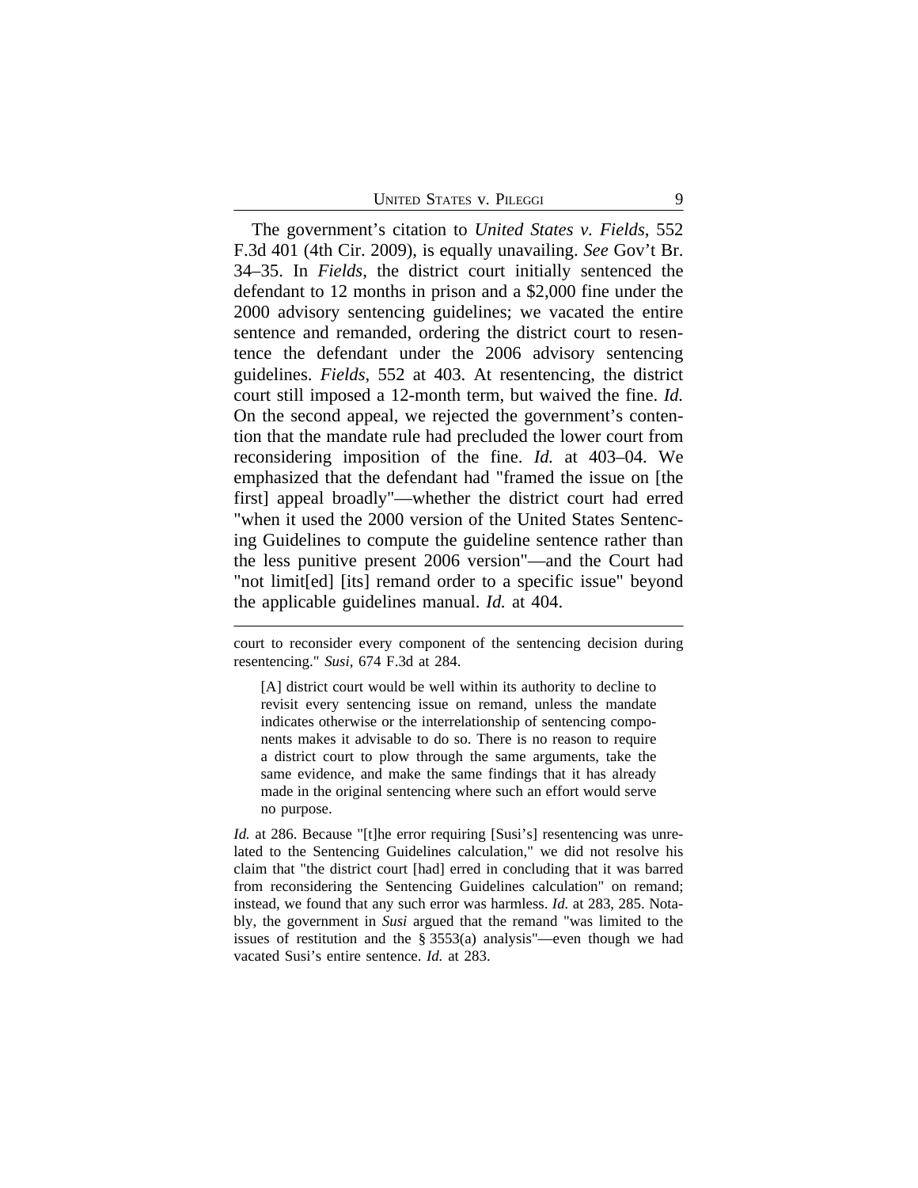The government's citation to *United States v. Fields*, 552 F.3d 401 (4th Cir. 2009), is equally unavailing. *See* Gov't Br. 34–35. In *Fields*, the district court initially sentenced the defendant to 12 months in prison and a $2,000 fine under the 2000 advisory sentencing guidelines; we vacated the entire sentence and remanded, ordering the district court to resentence the defendant under the 2006 advisory sentencing guidelines. *Fields*, 552 at 403. At resentencing, the district court still imposed a 12-month term, but waived the fine. *Id.* On the second appeal, we rejected the government's contention that the mandate rule had precluded the lower court from reconsidering imposition of the fine. *Id.* at 403–04. We emphasized that the defendant had "framed the issue on [the first] appeal broadly"—whether the district court had erred "when it used the 2000 version of the United States Sentencing Guidelines to compute the guideline sentence rather than the less punitive present 2006 version"—and the Court had "not limit[ed] [its] remand order to a specific issue" beyond the applicable guidelines manual. *Id.* at 404.

---

court to reconsider every component of the sentencing decision during resentencing." *Susi*, 674 F.3d at 284.

> [A] district court would be well within its authority to decline to revisit every sentencing issue on remand, unless the mandate indicates otherwise or the interrelationship of sentencing components makes it advisable to do so. There is no reason to require a district court to plow through the same arguments, take the same evidence, and make the same findings that it has already made in the original sentencing where such an effort would serve no purpose.

*Id.* at 286. Because "[t]he error requiring [Susi's] resentencing was unrelated to the Sentencing Guidelines calculation," we did not resolve his claim that "the district court [had] erred in concluding that it was barred from reconsidering the Sentencing Guidelines calculation" on remand; instead, we found that any such error was harmless. *Id.* at 283, 285. Notably, the government in *Susi* argued that the remand "was limited to the issues of restitution and the § 3553(a) analysis"—even though we had vacated Susi's entire sentence. *Id.* at 283.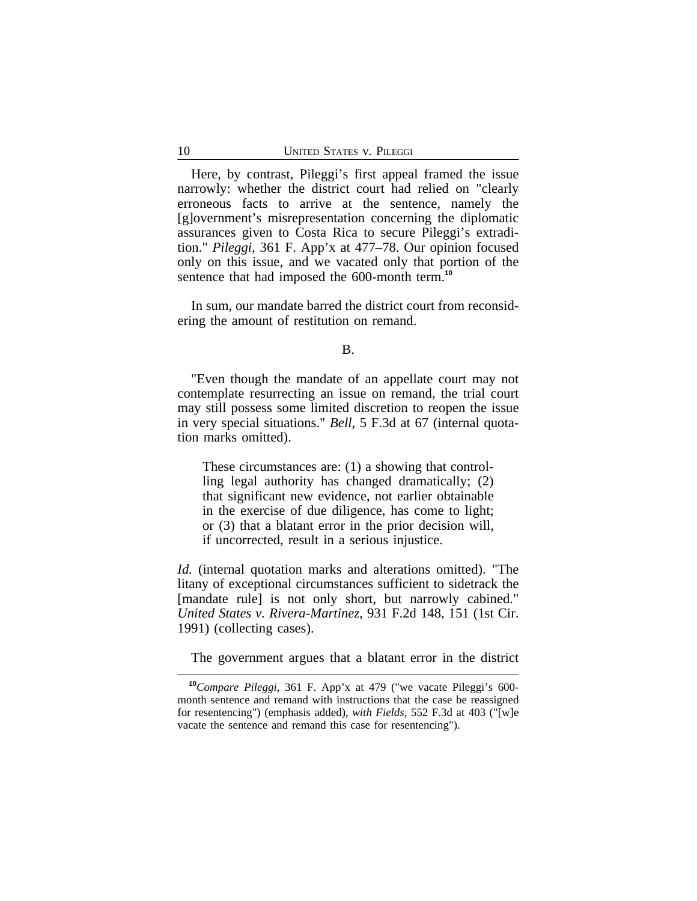Here, by contrast, Pileggi's first appeal framed the issue narrowly: whether the district court had relied on "clearly erroneous facts to arrive at the sentence, namely the [g]overnment's misrepresentation concerning the diplomatic assurances given to Costa Rica to secure Pileggi's extradition." *Pileggi*, 361 F. App'x at 477–78. Our opinion focused only on this issue, and we vacated only that portion of the sentence that had imposed the 600-month term.[10]

In sum, our mandate barred the district court from reconsidering the amount of restitution on remand.

B.

"Even though the mandate of an appellate court may not contemplate resurrecting an issue on remand, the trial court may still possess some limited discretion to reopen the issue in very special situations." *Bell*, 5 F.3d at 67 (internal quotation marks omitted).

> These circumstances are: (1) a showing that controlling legal authority has changed dramatically; (2) that significant new evidence, not earlier obtainable in the exercise of due diligence, has come to light; or (3) that a blatant error in the prior decision will, if uncorrected, result in a serious injustice.

*Id.* (internal quotation marks and alterations omitted). "The litany of exceptional circumstances sufficient to sidetrack the [mandate rule] is not only short, but narrowly cabined." *United States v. Rivera-Martinez*, 931 F.2d 148, 151 (1st Cir. 1991) (collecting cases).

The government argues that a blatant error in the district

---

[10] *Compare Pileggi*, 361 F. App'x at 479 ("we vacate Pileggi's 600-month sentence and remand with instructions that the case be reassigned for resentencing") (emphasis added), *with Fields*, 552 F.3d at 403 ("[w]e vacate the sentence and remand this case for resentencing").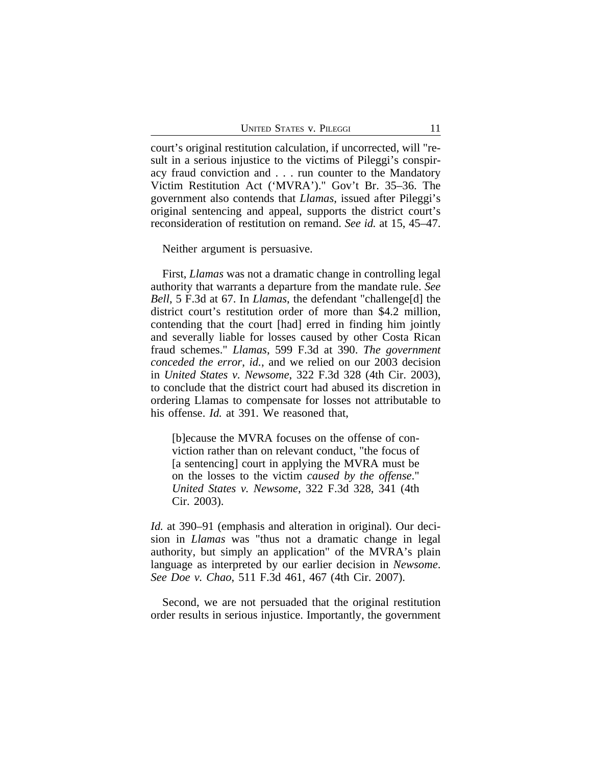court's original restitution calculation, if uncorrected, will "result in a serious injustice to the victims of Pileggi's conspiracy fraud conviction and . . . run counter to the Mandatory Victim Restitution Act ('MVRA')." Gov't Br. 35–36. The government also contends that *Llamas*, issued after Pileggi's original sentencing and appeal, supports the district court's reconsideration of restitution on remand. *See id.* at 15, 45–47.

Neither argument is persuasive.

First, *Llamas* was not a dramatic change in controlling legal authority that warrants a departure from the mandate rule. *See Bell*, 5 F.3d at 67. In *Llamas*, the defendant "challenge[d] the district court's restitution order of more than $4.2 million, contending that the court [had] erred in finding him jointly and severally liable for losses caused by other Costa Rican fraud schemes." *Llamas*, 599 F.3d at 390. *The government conceded the error*, *id.*, and we relied on our 2003 decision in *United States v. Newsome*, 322 F.3d 328 (4th Cir. 2003), to conclude that the district court had abused its discretion in ordering Llamas to compensate for losses not attributable to his offense. *Id.* at 391. We reasoned that,

> [b]ecause the MVRA focuses on the offense of conviction rather than on relevant conduct, "the focus of [a sentencing] court in applying the MVRA must be on the losses to the victim *caused by the offense*." *United States v. Newsome*, 322 F.3d 328, 341 (4th Cir. 2003).

*Id.* at 390–91 (emphasis and alteration in original). Our decision in *Llamas* was "thus not a dramatic change in legal authority, but simply an application" of the MVRA's plain language as interpreted by our earlier decision in *Newsome*. *See Doe v. Chao*, 511 F.3d 461, 467 (4th Cir. 2007).

Second, we are not persuaded that the original restitution order results in serious injustice. Importantly, the government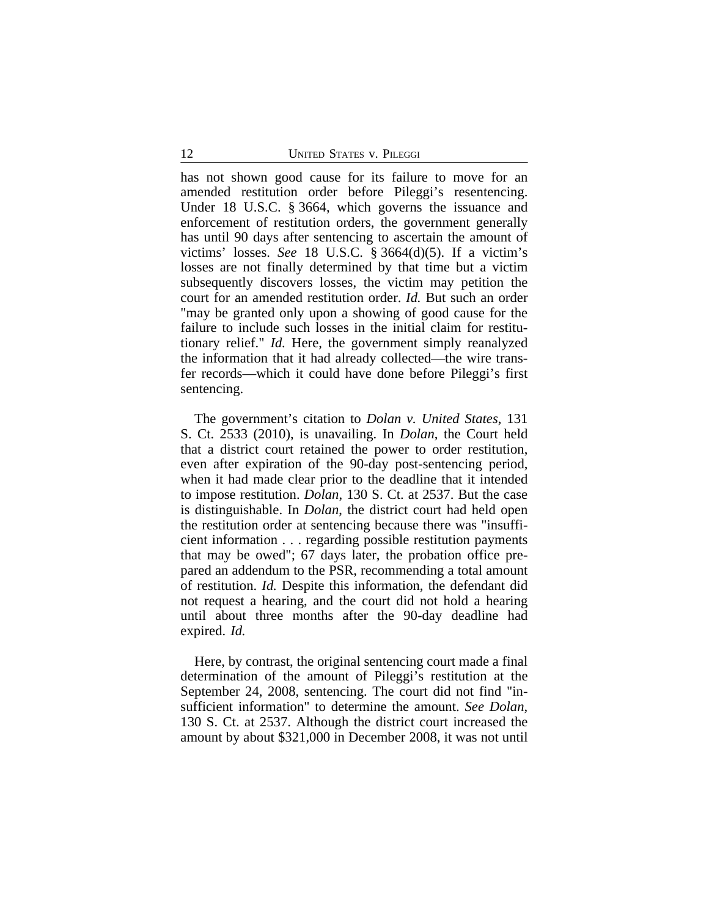has not shown good cause for its failure to move for an amended restitution order before Pileggi's resentencing. Under 18 U.S.C. § 3664, which governs the issuance and enforcement of restitution orders, the government generally has until 90 days after sentencing to ascertain the amount of victims' losses. *See* 18 U.S.C. § 3664(d)(5). If a victim's losses are not finally determined by that time but a victim subsequently discovers losses, the victim may petition the court for an amended restitution order. *Id.* But such an order "may be granted only upon a showing of good cause for the failure to include such losses in the initial claim for restitutionary relief." *Id.* Here, the government simply reanalyzed the information that it had already collected—the wire transfer records—which it could have done before Pileggi's first sentencing.

The government's citation to *Dolan v. United States*, 131 S. Ct. 2533 (2010), is unavailing. In *Dolan*, the Court held that a district court retained the power to order restitution, even after expiration of the 90-day post-sentencing period, when it had made clear prior to the deadline that it intended to impose restitution. *Dolan*, 130 S. Ct. at 2537. But the case is distinguishable. In *Dolan*, the district court had held open the restitution order at sentencing because there was "insufficient information . . . regarding possible restitution payments that may be owed"; 67 days later, the probation office prepared an addendum to the PSR, recommending a total amount of restitution. *Id.* Despite this information, the defendant did not request a hearing, and the court did not hold a hearing until about three months after the 90-day deadline had expired. *Id.*

Here, by contrast, the original sentencing court made a final determination of the amount of Pileggi's restitution at the September 24, 2008, sentencing. The court did not find "insufficient information" to determine the amount. *See Dolan*, 130 S. Ct. at 2537. Although the district court increased the amount by about $321,000 in December 2008, it was not until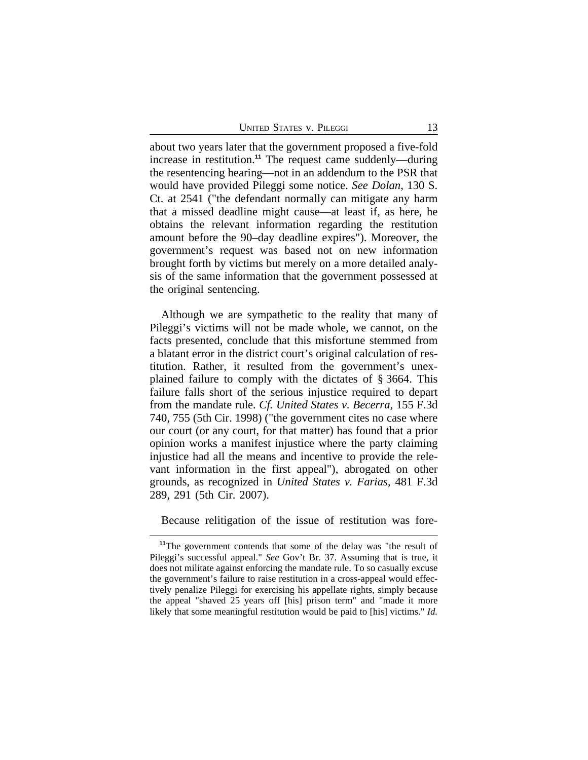about two years later that the government proposed a five-fold increase in restitution.[11] The request came suddenly—during the resentencing hearing—not in an addendum to the PSR that would have provided Pileggi some notice. *See Dolan*, 130 S. Ct. at 2541 ("the defendant normally can mitigate any harm that a missed deadline might cause—at least if, as here, he obtains the relevant information regarding the restitution amount before the 90–day deadline expires"). Moreover, the government's request was based not on new information brought forth by victims but merely on a more detailed analysis of the same information that the government possessed at the original sentencing.

Although we are sympathetic to the reality that many of Pileggi's victims will not be made whole, we cannot, on the facts presented, conclude that this misfortune stemmed from a blatant error in the district court's original calculation of restitution. Rather, it resulted from the government's unexplained failure to comply with the dictates of § 3664. This failure falls short of the serious injustice required to depart from the mandate rule. *Cf. United States v. Becerra*, 155 F.3d 740, 755 (5th Cir. 1998) ("the government cites no case where our court (or any court, for that matter) has found that a prior opinion works a manifest injustice where the party claiming injustice had all the means and incentive to provide the relevant information in the first appeal"), abrogated on other grounds, as recognized in *United States v. Farias*, 481 F.3d 289, 291 (5th Cir. 2007).

Because relitigation of the issue of restitution was fore-

---

[11]The government contends that some of the delay was "the result of Pileggi's successful appeal." *See* Gov't Br. 37. Assuming that is true, it does not militate against enforcing the mandate rule. To so casually excuse the government's failure to raise restitution in a cross-appeal would effectively penalize Pileggi for exercising his appellate rights, simply because the appeal "shaved 25 years off [his] prison term" and "made it more likely that some meaningful restitution would be paid to [his] victims." *Id.*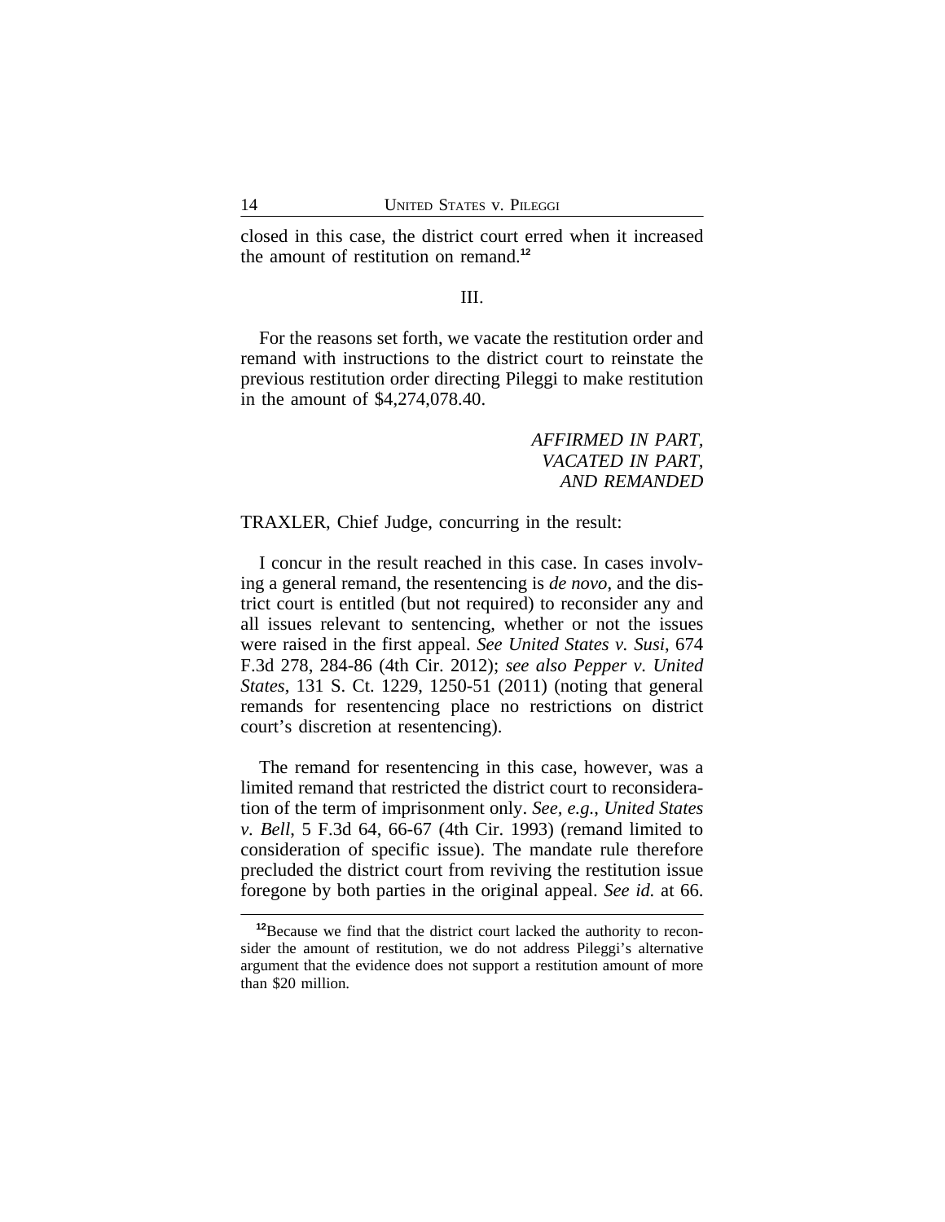closed in this case, the district court erred when it increased the amount of restitution on remand.[12]

III.

For the reasons set forth, we vacate the restitution order and remand with instructions to the district court to reinstate the previous restitution order directing Pileggi to make restitution in the amount of $4,274,078.40.

*AFFIRMED IN PART, VACATED IN PART, AND REMANDED*

TRAXLER, Chief Judge, concurring in the result:

I concur in the result reached in this case. In cases involving a general remand, the resentencing is *de novo*, and the district court is entitled (but not required) to reconsider any and all issues relevant to sentencing, whether or not the issues were raised in the first appeal. *See United States v. Susi*, 674 F.3d 278, 284-86 (4th Cir. 2012); *see also Pepper v. United States*, 131 S. Ct. 1229, 1250-51 (2011) (noting that general remands for resentencing place no restrictions on district court's discretion at resentencing).

The remand for resentencing in this case, however, was a limited remand that restricted the district court to reconsideration of the term of imprisonment only. *See, e.g.*, *United States v. Bell*, 5 F.3d 64, 66-67 (4th Cir. 1993) (remand limited to consideration of specific issue). The mandate rule therefore precluded the district court from reviving the restitution issue foregone by both parties in the original appeal. *See id.* at 66.

[12]Because we find that the district court lacked the authority to reconsider the amount of restitution, we do not address Pileggi's alternative argument that the evidence does not support a restitution amount of more than $20 million.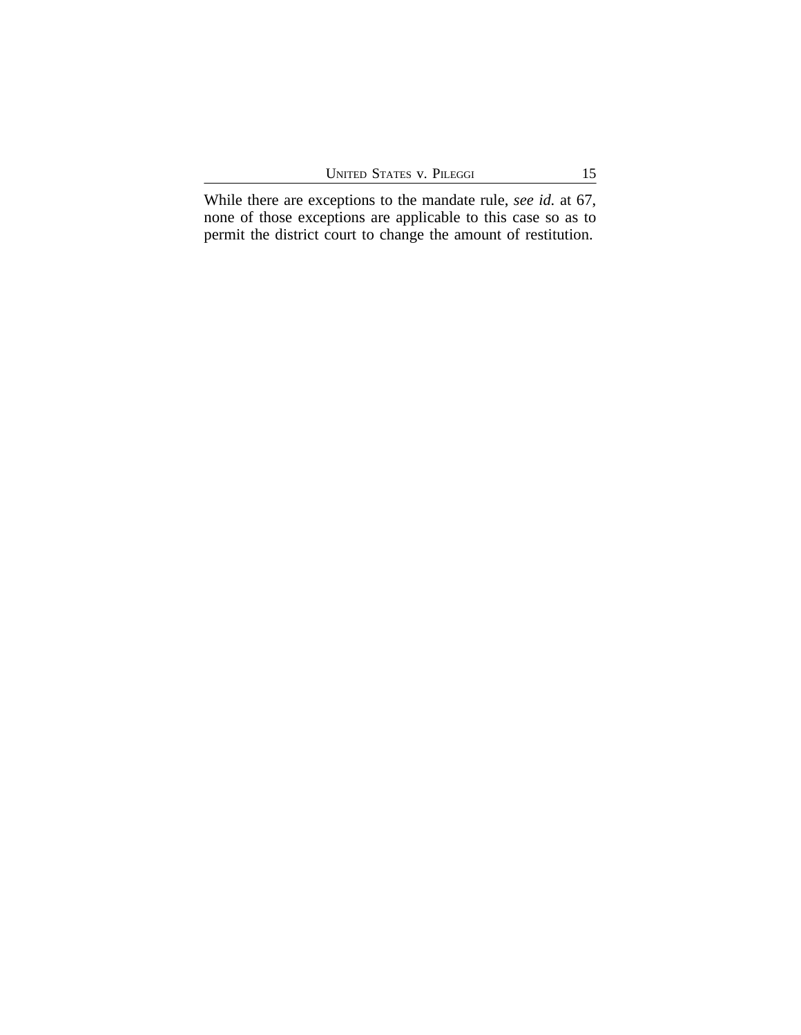While there are exceptions to the mandate rule, *see id.* at 67, none of those exceptions are applicable to this case so as to permit the district court to change the amount of restitution.